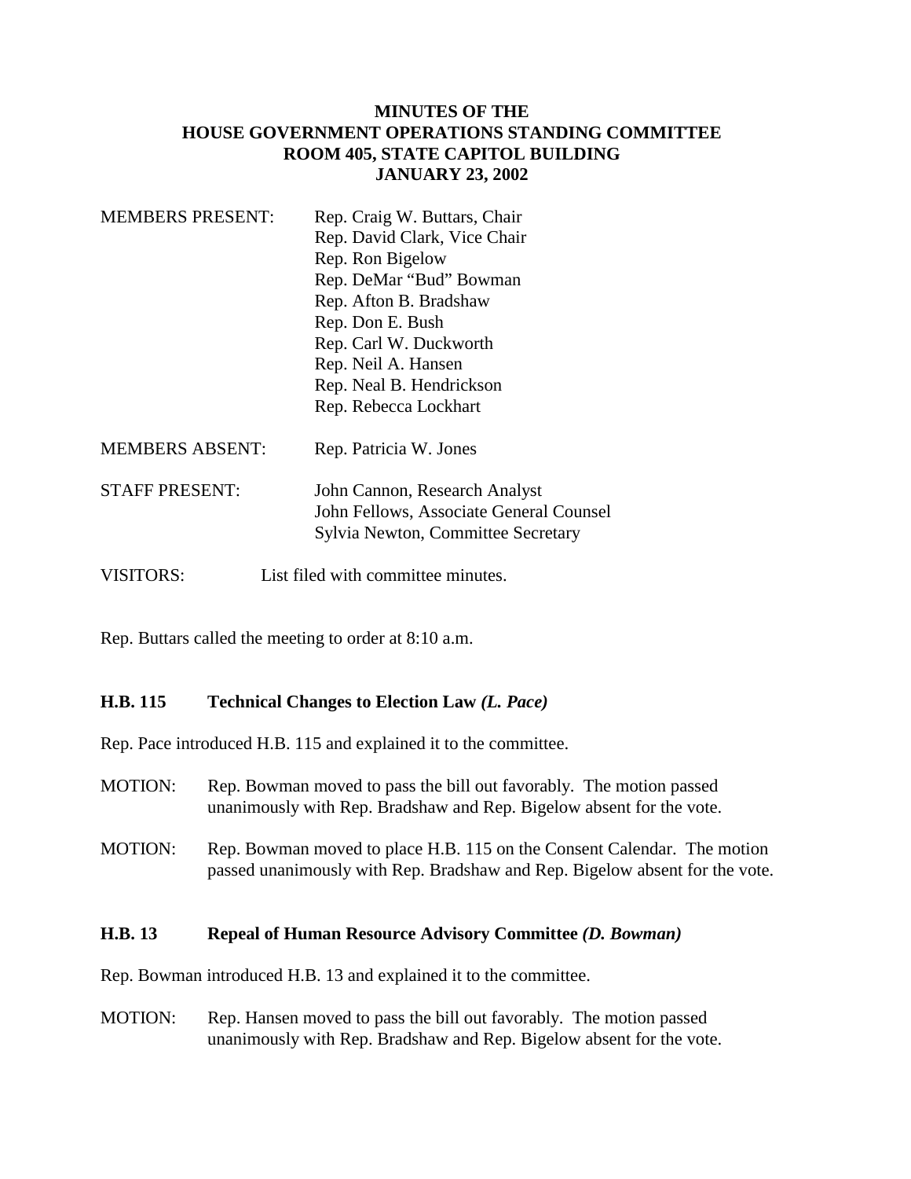**MINUTES OF THE**
**HOUSE GOVERNMENT OPERATIONS STANDING COMMITTEE**
**ROOM 405, STATE CAPITOL BUILDING**
**JANUARY 23, 2002**

MEMBERS PRESENT: Rep. Craig W. Buttars, Chair
Rep. David Clark, Vice Chair
Rep. Ron Bigelow
Rep. DeMar "Bud" Bowman
Rep. Afton B. Bradshaw
Rep. Don E. Bush
Rep. Carl W. Duckworth
Rep. Neil A. Hansen
Rep. Neal B. Hendrickson
Rep. Rebecca Lockhart

MEMBERS ABSENT: Rep. Patricia W. Jones

STAFF PRESENT: John Cannon, Research Analyst
John Fellows, Associate General Counsel
Sylvia Newton, Committee Secretary

VISITORS: List filed with committee minutes.

Rep. Buttars called the meeting to order at 8:10 a.m.

**H.B. 115 Technical Changes to Election Law *(L. Pace)***

Rep. Pace introduced H.B. 115 and explained it to the committee.

MOTION: Rep. Bowman moved to pass the bill out favorably. The motion passed unanimously with Rep. Bradshaw and Rep. Bigelow absent for the vote.

MOTION: Rep. Bowman moved to place H.B. 115 on the Consent Calendar. The motion passed unanimously with Rep. Bradshaw and Rep. Bigelow absent for the vote.

**H.B. 13 Repeal of Human Resource Advisory Committee *(D. Bowman)***

Rep. Bowman introduced H.B. 13 and explained it to the committee.

MOTION: Rep. Hansen moved to pass the bill out favorably. The motion passed unanimously with Rep. Bradshaw and Rep. Bigelow absent for the vote.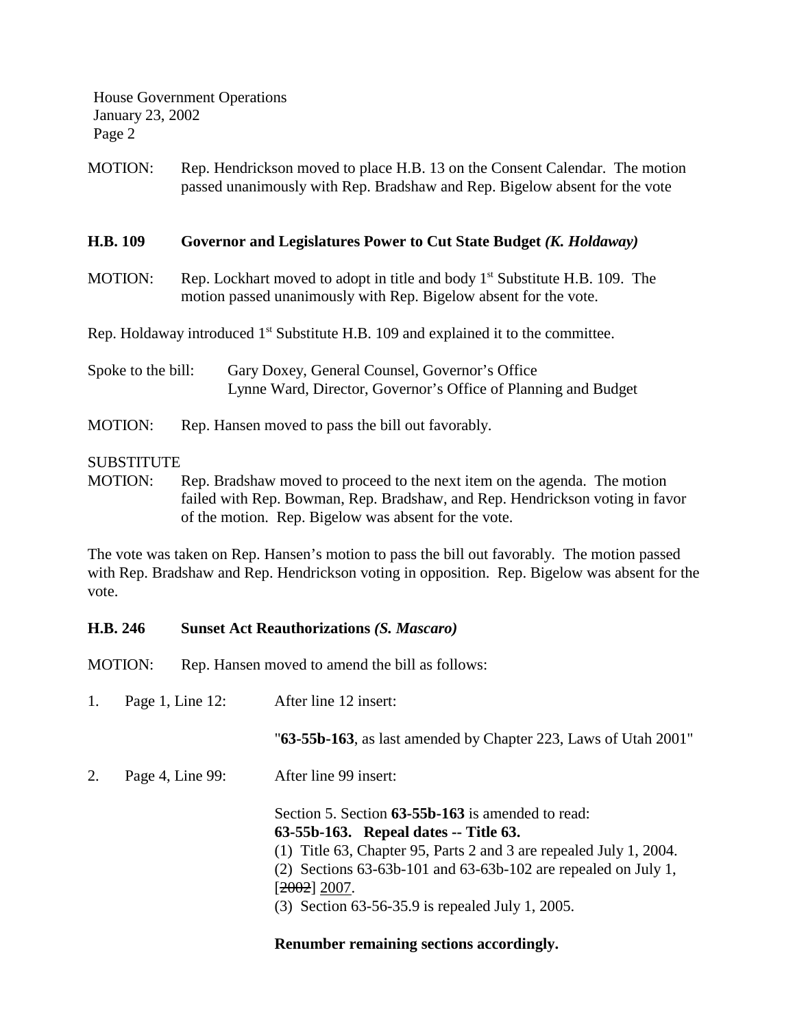MOTION: Rep. Hendrickson moved to place H.B. 13 on the Consent Calendar. The motion passed unanimously with Rep. Bradshaw and Rep. Bigelow absent for the vote

**H.B. 109 Governor and Legislatures Power to Cut State Budget *(K. Holdaway)***

MOTION: Rep. Lockhart moved to adopt in title and body 1st Substitute H.B. 109. The motion passed unanimously with Rep. Bigelow absent for the vote.

Rep. Holdaway introduced 1st Substitute H.B. 109 and explained it to the committee.

Spoke to the bill: Gary Doxey, General Counsel, Governor's Office
Lynne Ward, Director, Governor's Office of Planning and Budget

MOTION: Rep. Hansen moved to pass the bill out favorably.

SUBSTITUTE
MOTION: Rep. Bradshaw moved to proceed to the next item on the agenda. The motion failed with Rep. Bowman, Rep. Bradshaw, and Rep. Hendrickson voting in favor of the motion. Rep. Bigelow was absent for the vote.

The vote was taken on Rep. Hansen's motion to pass the bill out favorably. The motion passed with Rep. Bradshaw and Rep. Hendrickson voting in opposition. Rep. Bigelow was absent for the vote.

**H.B. 246 Sunset Act Reauthorizations *(S. Mascaro)***

MOTION: Rep. Hansen moved to amend the bill as follows:

1. Page 1, Line 12: After line 12 insert:

   "**63-55b-163**, as last amended by Chapter 223, Laws of Utah 2001"

2. Page 4, Line 99: After line 99 insert:

   Section 5. Section **63-55b-163** is amended to read:
   **63-55b-163. Repeal dates -- Title 63.**
   (1) Title 63, Chapter 95, Parts 2 and 3 are repealed July 1, 2004.
   (2) Sections 63-63b-101 and 63-63b-102 are repealed on July 1, [~~2002~~] 2007.
   (3) Section 63-56-35.9 is repealed July 1, 2005.

   **Renumber remaining sections accordingly.**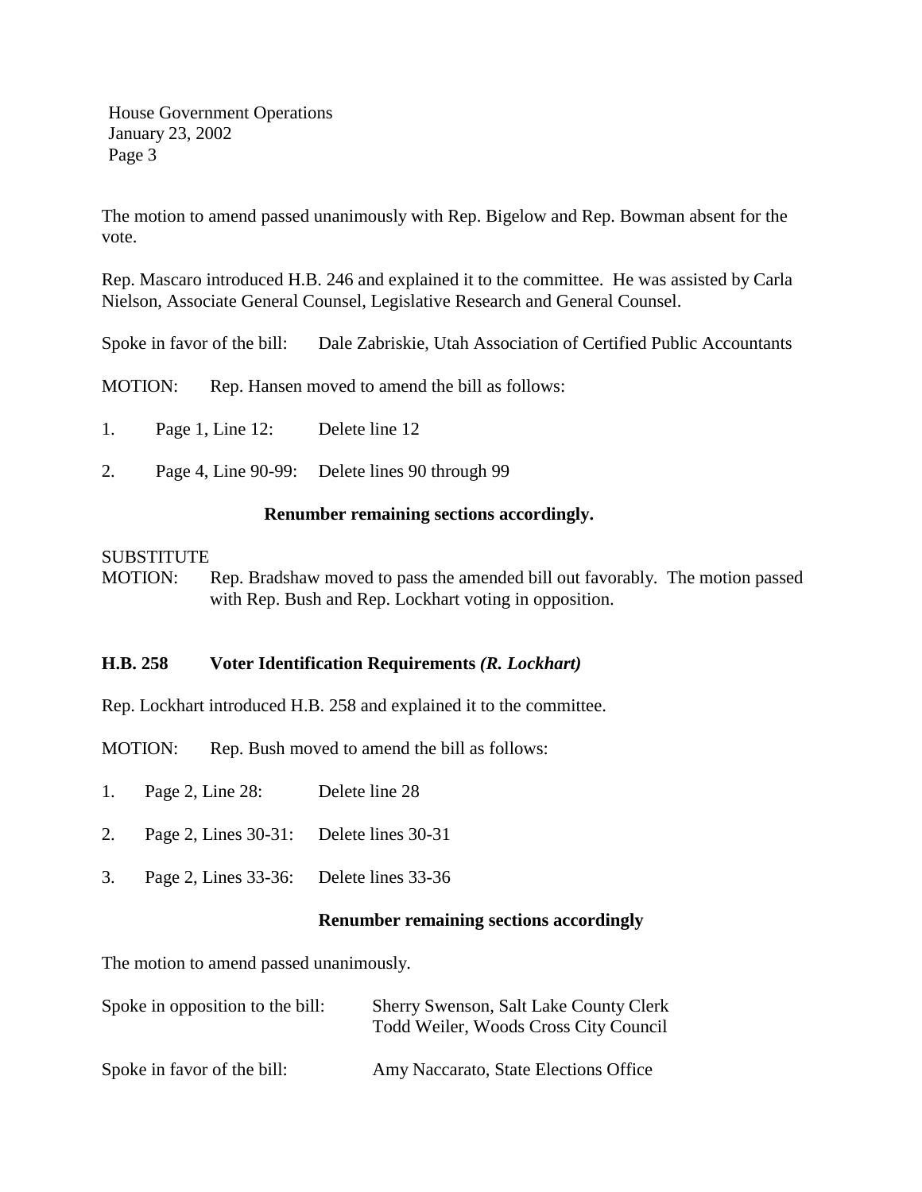The motion to amend passed unanimously with Rep. Bigelow and Rep. Bowman absent for the vote.

Rep. Mascaro introduced H.B. 246 and explained it to the committee. He was assisted by Carla Nielson, Associate General Counsel, Legislative Research and General Counsel.

Spoke in favor of the bill: Dale Zabriskie, Utah Association of Certified Public Accountants

MOTION: Rep. Hansen moved to amend the bill as follows:

1. Page 1, Line 12: Delete line 12

2. Page 4, Line 90-99: Delete lines 90 through 99

**Renumber remaining sections accordingly.**

SUBSTITUTE MOTION: Rep. Bradshaw moved to pass the amended bill out favorably. The motion passed with Rep. Bush and Rep. Lockhart voting in opposition.

**H.B. 258 Voter Identification Requirements *(R. Lockhart)***

Rep. Lockhart introduced H.B. 258 and explained it to the committee.

MOTION: Rep. Bush moved to amend the bill as follows:

1. Page 2, Line 28: Delete line 28

2. Page 2, Lines 30-31: Delete lines 30-31

3. Page 2, Lines 33-36: Delete lines 33-36

**Renumber remaining sections accordingly**

The motion to amend passed unanimously.

Spoke in opposition to the bill: Sherry Swenson, Salt Lake County Clerk
Todd Weiler, Woods Cross City Council

Spoke in favor of the bill: Amy Naccarato, State Elections Office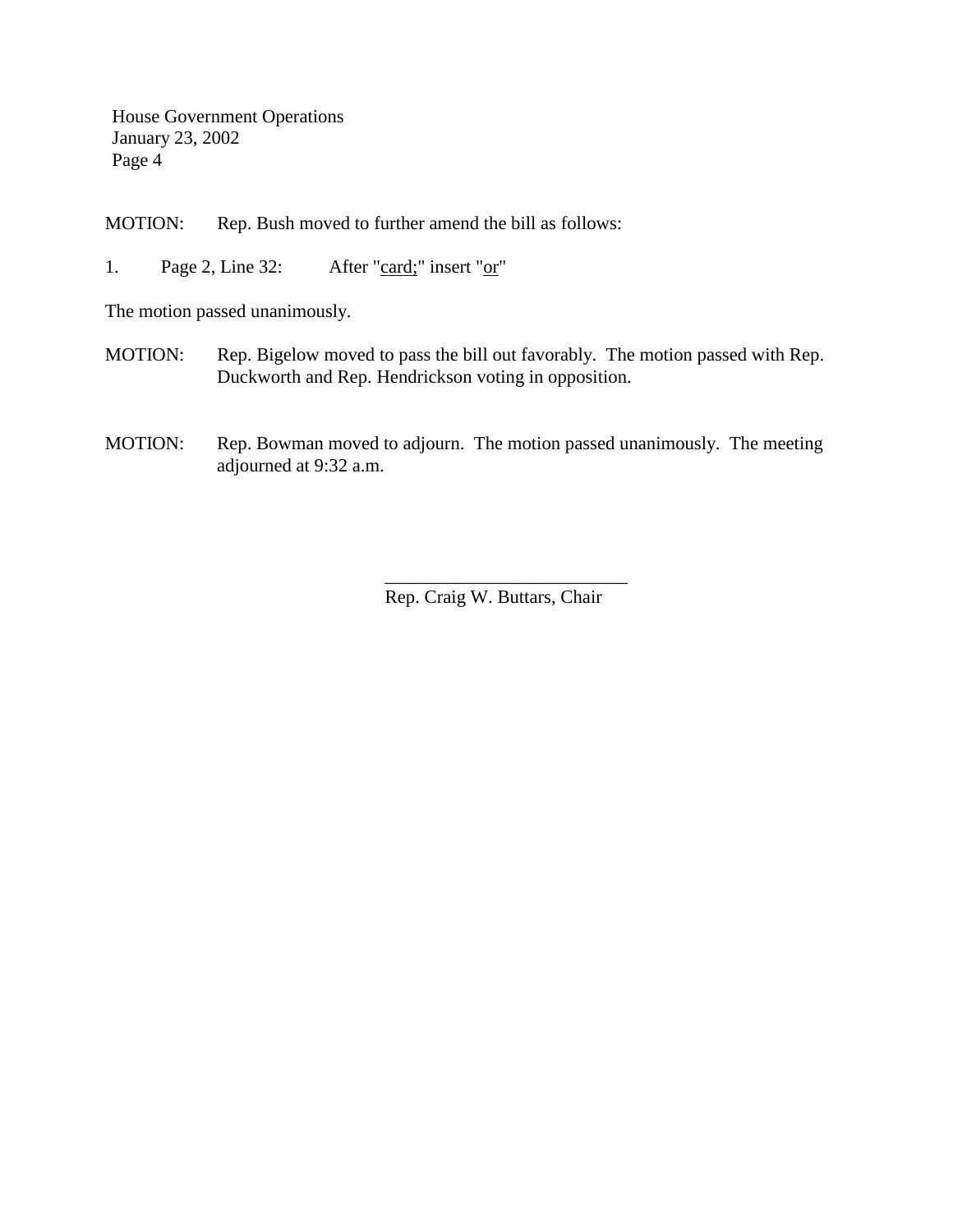MOTION: Rep. Bush moved to further amend the bill as follows:

1. Page 2, Line 32: After "<u>card;</u>" insert "<u>or</u>"

The motion passed unanimously.

MOTION: Rep. Bigelow moved to pass the bill out favorably. The motion passed with Rep. Duckworth and Rep. Hendrickson voting in opposition.

MOTION: Rep. Bowman moved to adjourn. The motion passed unanimously. The meeting adjourned at 9:32 a.m.

___________________________
Rep. Craig W. Buttars, Chair